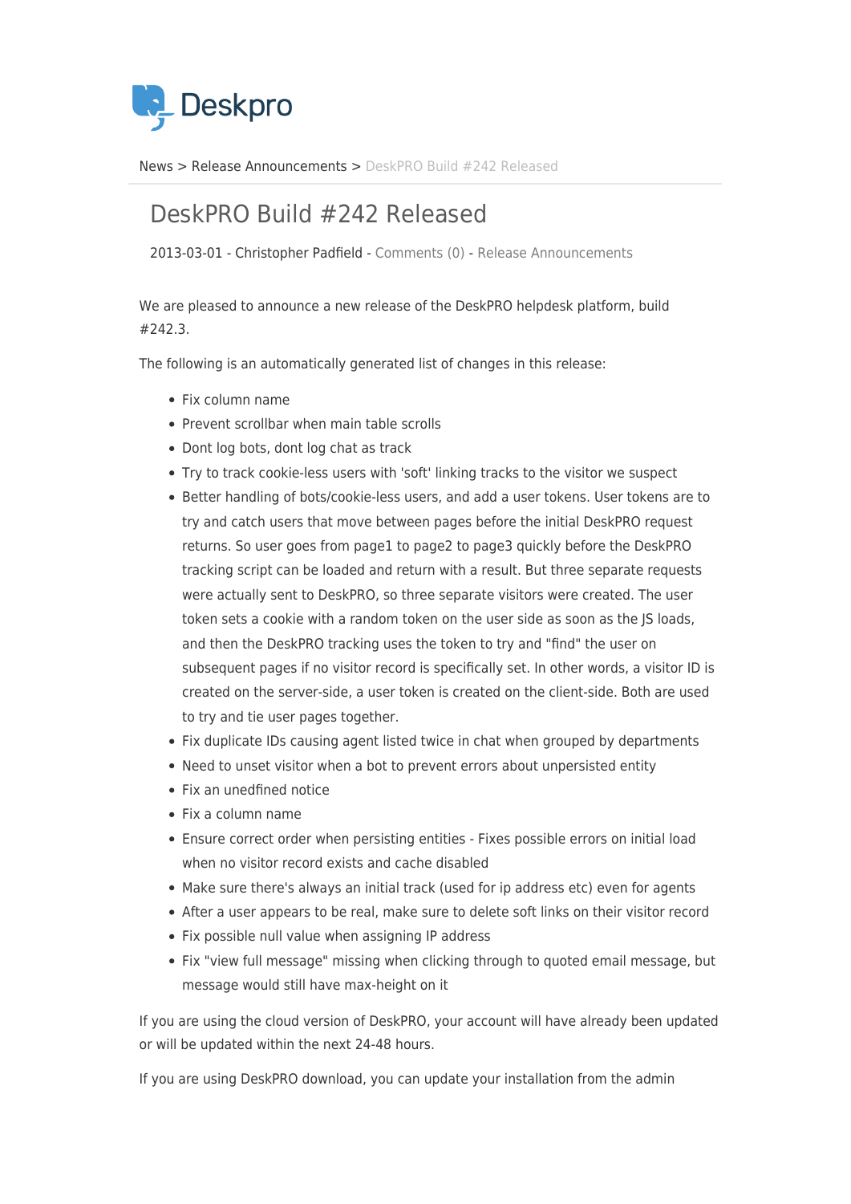Deskpro

News > Release Announcements > DeskPRO Build #242 Released

# DeskPRO Build #242 Released

2013-03-01 - Christopher Padfield - Comments (0) - Release Announcements

We are pleased to announce a new release of the DeskPRO helpdesk platform, build #242.3.

The following is an automatically generated list of changes in this release:

- Fix column name
- Prevent scrollbar when main table scrolls
- Dont log bots, dont log chat as track
- Try to track cookie-less users with 'soft' linking tracks to the visitor we suspect
- Better handling of bots/cookie-less users, and add a user tokens. User tokens are to try and catch users that move between pages before the initial DeskPRO request returns. So user goes from page1 to page2 to page3 quickly before the DeskPRO tracking script can be loaded and return with a result. But three separate requests were actually sent to DeskPRO, so three separate visitors were created. The user token sets a cookie with a random token on the user side as soon as the JS loads, and then the DeskPRO tracking uses the token to try and "find" the user on subsequent pages if no visitor record is specifically set. In other words, a visitor ID is created on the server-side, a user token is created on the client-side. Both are used to try and tie user pages together.
- Fix duplicate IDs causing agent listed twice in chat when grouped by departments
- Need to unset visitor when a bot to prevent errors about unpersisted entity
- Fix an unedfined notice
- Fix a column name
- Ensure correct order when persisting entities - Fixes possible errors on initial load when no visitor record exists and cache disabled
- Make sure there's always an initial track (used for ip address etc) even for agents
- After a user appears to be real, make sure to delete soft links on their visitor record
- Fix possible null value when assigning IP address
- Fix "view full message" missing when clicking through to quoted email message, but message would still have max-height on it

If you are using the cloud version of DeskPRO, your account will have already been updated or will be updated within the next 24-48 hours.

If you are using DeskPRO download, you can update your installation from the admin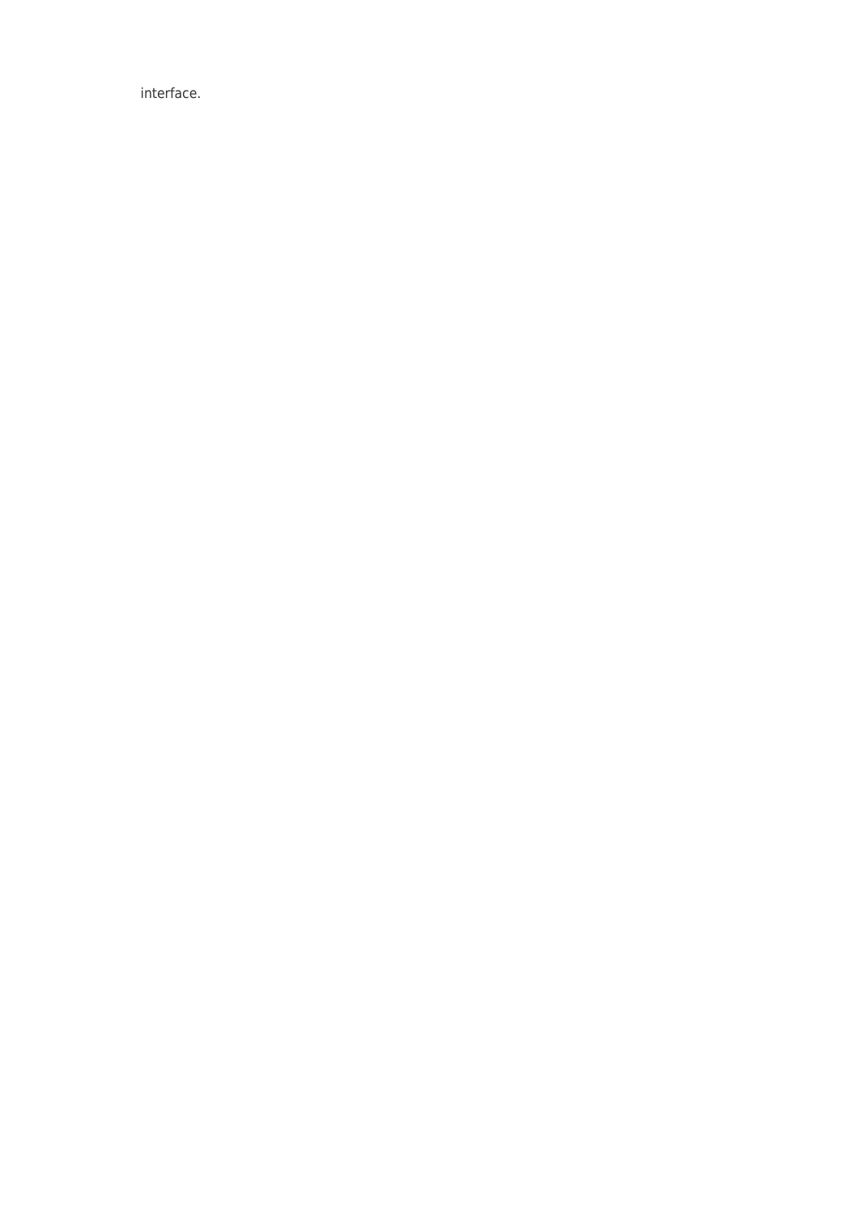interface.